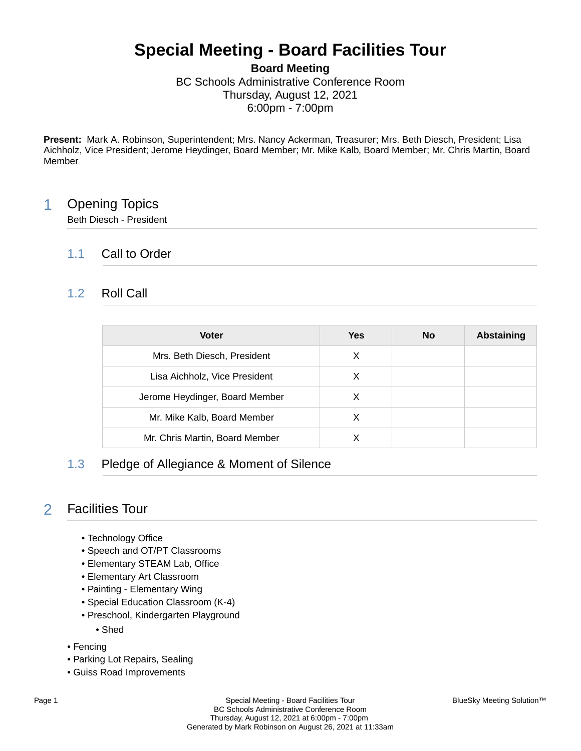# Special Meeting - Board Facilities Tour

**Board Meeting**
BC Schools Administrative Conference Room
Thursday, August 12, 2021
6:00pm - 7:00pm

**Present:** Mark A. Robinson, Superintendent; Mrs. Nancy Ackerman, Treasurer; Mrs. Beth Diesch, President; Lisa Aichholz, Vice President; Jerome Heydinger, Board Member; Mr. Mike Kalb, Board Member; Mr. Chris Martin, Board Member

## 1 Opening Topics

Beth Diesch - President

### 1.1 Call to Order

### 1.2 Roll Call

| Voter | Yes | No | Abstaining |
|---|---|---|---|
| Mrs. Beth Diesch, President | X | | |
| Lisa Aichholz, Vice President | X | | |
| Jerome Heydinger, Board Member | X | | |
| Mr. Mike Kalb, Board Member | X | | |
| Mr. Chris Martin, Board Member | X | | |

### 1.3 Pledge of Allegiance & Moment of Silence

## 2 Facilities Tour

- Technology Office
- Speech and OT/PT Classrooms
- Elementary STEAM Lab, Office
- Elementary Art Classroom
- Painting - Elementary Wing
- Special Education Classroom (K-4)
- Preschool, Kindergarten Playground
  - Shed

- Fencing
- Parking Lot Repairs, Sealing
- Guiss Road Improvements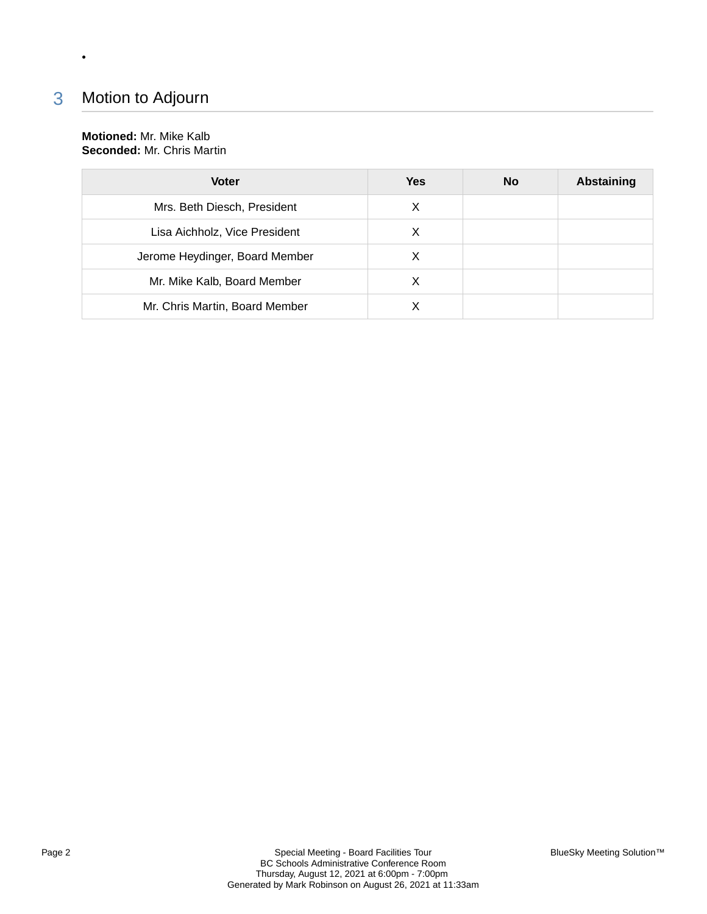- 

## 3 Motion to Adjourn

**Motioned:** Mr. Mike Kalb
**Seconded:** Mr. Chris Martin

| Voter | Yes | No | Abstaining |
| --- | --- | --- | --- |
| Mrs. Beth Diesch, President | X | | |
| Lisa Aichholz, Vice President | X | | |
| Jerome Heydinger, Board Member | X | | |
| Mr. Mike Kalb, Board Member | X | | |
| Mr. Chris Martin, Board Member | X | | |